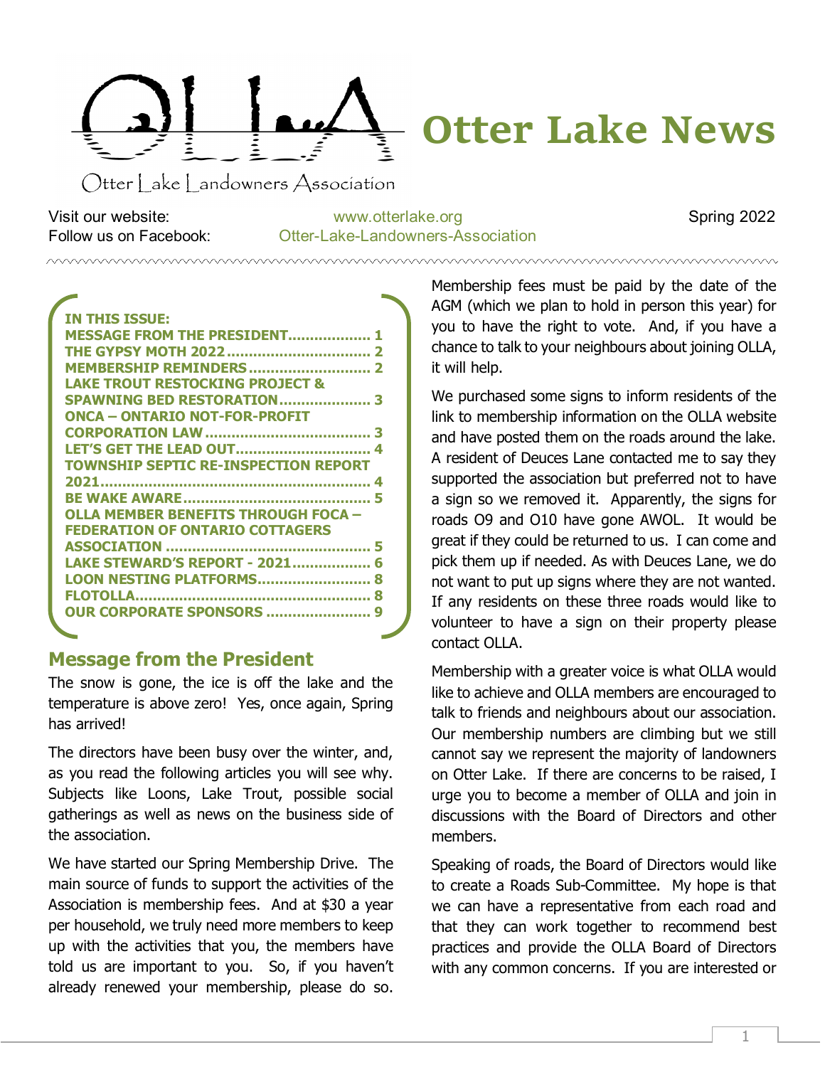# Otter Lake News

Otter Lake Landowners Association

Visit our website: www.otterlake.org
Follow us on Facebook: Otter-Lake-Landowners-Association

Spring 2022

**IN THIS ISSUE:**
- MESSAGE FROM THE PRESIDENT.................. 1
- THE GYPSY MOTH 2022................................ 2
- MEMBERSHIP REMINDERS............................ 2
- LAKE TROUT RESTOCKING PROJECT & SPAWNING BED RESTORATION..................... 3
- ONCA – ONTARIO NOT-FOR-PROFIT CORPORATION LAW...................................... 3
- LET'S GET THE LEAD OUT.............................. 4
- TOWNSHIP SEPTIC RE-INSPECTION REPORT 2021.............................................................. 4
- BE WAKE AWARE........................................... 5
- OLLA MEMBER BENEFITS THROUGH FOCA – FEDERATION OF ONTARIO COTTAGERS ASSOCIATION ............................................... 5
- LAKE STEWARD'S REPORT - 2021.................. 6
- LOON NESTING PLATFORMS.......................... 8
- FLOTOLLA..................................................... 8
- OUR CORPORATE SPONSORS ........................ 9

## Message from the President

The snow is gone, the ice is off the lake and the temperature is above zero! Yes, once again, Spring has arrived!

The directors have been busy over the winter, and, as you read the following articles you will see why. Subjects like Loons, Lake Trout, possible social gatherings as well as news on the business side of the association.

We have started our Spring Membership Drive. The main source of funds to support the activities of the Association is membership fees. And at $30 a year per household, we truly need more members to keep up with the activities that you, the members have told us are important to you. So, if you haven't already renewed your membership, please do so. Membership fees must be paid by the date of the AGM (which we plan to hold in person this year) for you to have the right to vote. And, if you have a chance to talk to your neighbours about joining OLLA, it will help.

We purchased some signs to inform residents of the link to membership information on the OLLA website and have posted them on the roads around the lake. A resident of Deuces Lane contacted me to say they supported the association but preferred not to have a sign so we removed it. Apparently, the signs for roads O9 and O10 have gone AWOL. It would be great if they could be returned to us. I can come and pick them up if needed. As with Deuces Lane, we do not want to put up signs where they are not wanted. If any residents on these three roads would like to volunteer to have a sign on their property please contact OLLA.

Membership with a greater voice is what OLLA would like to achieve and OLLA members are encouraged to talk to friends and neighbours about our association. Our membership numbers are climbing but we still cannot say we represent the majority of landowners on Otter Lake. If there are concerns to be raised, I urge you to become a member of OLLA and join in discussions with the Board of Directors and other members.

Speaking of roads, the Board of Directors would like to create a Roads Sub-Committee. My hope is that we can have a representative from each road and that they can work together to recommend best practices and provide the OLLA Board of Directors with any common concerns. If you are interested or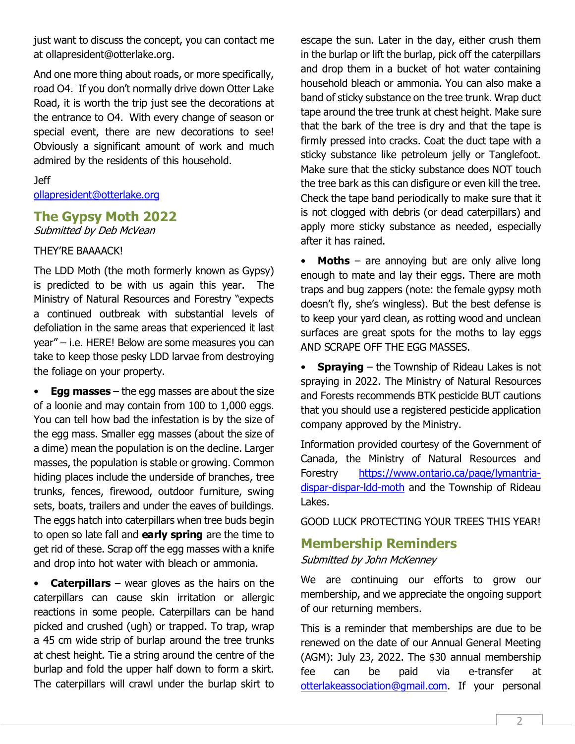just want to discuss the concept, you can contact me at ollapresident@otterlake.org.

And one more thing about roads, or more specifically, road O4. If you don't normally drive down Otter Lake Road, it is worth the trip just see the decorations at the entrance to O4. With every change of season or special event, there are new decorations to see! Obviously a significant amount of work and much admired by the residents of this household.

Jeff
ollapresident@otterlake.org

## The Gypsy Moth 2022

*Submitted by Deb McVean*

THEY'RE BAAAACK!

The LDD Moth (the moth formerly known as Gypsy) is predicted to be with us again this year. The Ministry of Natural Resources and Forestry "expects a continued outbreak with substantial levels of defoliation in the same areas that experienced it last year" – i.e. HERE! Below are some measures you can take to keep those pesky LDD larvae from destroying the foliage on your property.

- **Egg masses** – the egg masses are about the size of a loonie and may contain from 100 to 1,000 eggs. You can tell how bad the infestation is by the size of the egg mass. Smaller egg masses (about the size of a dime) mean the population is on the decline. Larger masses, the population is stable or growing. Common hiding places include the underside of branches, tree trunks, fences, firewood, outdoor furniture, swing sets, boats, trailers and under the eaves of buildings. The eggs hatch into caterpillars when tree buds begin to open so late fall and **early spring** are the time to get rid of these. Scrap off the egg masses with a knife and drop into hot water with bleach or ammonia.
- **Caterpillars** – wear gloves as the hairs on the caterpillars can cause skin irritation or allergic reactions in some people. Caterpillars can be hand picked and crushed (ugh) or trapped. To trap, wrap a 45 cm wide strip of burlap around the tree trunks at chest height. Tie a string around the centre of the burlap and fold the upper half down to form a skirt. The caterpillars will crawl under the burlap skirt to escape the sun. Later in the day, either crush them in the burlap or lift the burlap, pick off the caterpillars and drop them in a bucket of hot water containing household bleach or ammonia. You can also make a band of sticky substance on the tree trunk. Wrap duct tape around the tree trunk at chest height. Make sure that the bark of the tree is dry and that the tape is firmly pressed into cracks. Coat the duct tape with a sticky substance like petroleum jelly or Tanglefoot. Make sure that the sticky substance does NOT touch the tree bark as this can disfigure or even kill the tree. Check the tape band periodically to make sure that it is not clogged with debris (or dead caterpillars) and apply more sticky substance as needed, especially after it has rained.
- **Moths** – are annoying but are only alive long enough to mate and lay their eggs. There are moth traps and bug zappers (note: the female gypsy moth doesn't fly, she's wingless). But the best defense is to keep your yard clean, as rotting wood and unclean surfaces are great spots for the moths to lay eggs AND SCRAPE OFF THE EGG MASSES.
- **Spraying** – the Township of Rideau Lakes is not spraying in 2022. The Ministry of Natural Resources and Forests recommends BTK pesticide BUT cautions that you should use a registered pesticide application company approved by the Ministry.

Information provided courtesy of the Government of Canada, the Ministry of Natural Resources and Forestry https://www.ontario.ca/page/lymantria-dispar-dispar-ldd-moth and the Township of Rideau Lakes.

GOOD LUCK PROTECTING YOUR TREES THIS YEAR!

## Membership Reminders

*Submitted by John McKenney*

We are continuing our efforts to grow our membership, and we appreciate the ongoing support of our returning members.

This is a reminder that memberships are due to be renewed on the date of our Annual General Meeting (AGM): July 23, 2022. The $30 annual membership fee can be paid via e-transfer at otterlakeassociation@gmail.com. If your personal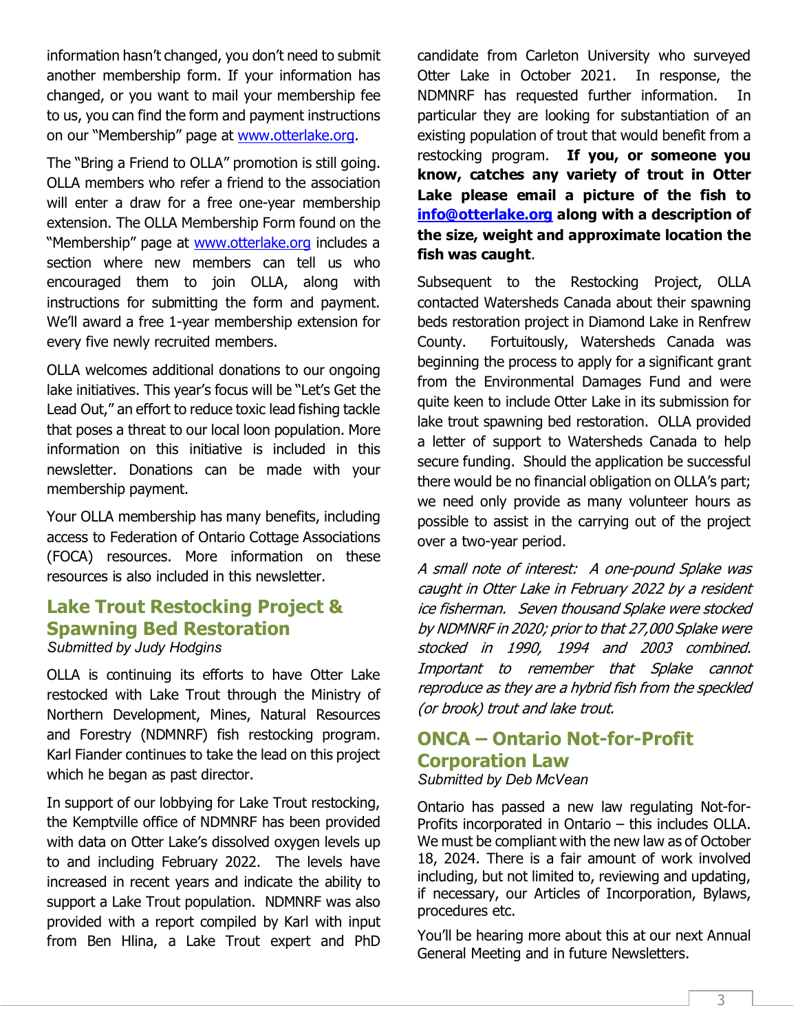information hasn't changed, you don't need to submit another membership form. If your information has changed, or you want to mail your membership fee to us, you can find the form and payment instructions on our "Membership" page at www.otterlake.org.

The "Bring a Friend to OLLA" promotion is still going. OLLA members who refer a friend to the association will enter a draw for a free one-year membership extension. The OLLA Membership Form found on the "Membership" page at www.otterlake.org includes a section where new members can tell us who encouraged them to join OLLA, along with instructions for submitting the form and payment. We'll award a free 1-year membership extension for every five newly recruited members.

OLLA welcomes additional donations to our ongoing lake initiatives. This year's focus will be "Let's Get the Lead Out," an effort to reduce toxic lead fishing tackle that poses a threat to our local loon population. More information on this initiative is included in this newsletter. Donations can be made with your membership payment.

Your OLLA membership has many benefits, including access to Federation of Ontario Cottage Associations (FOCA) resources. More information on these resources is also included in this newsletter.

## Lake Trout Restocking Project & Spawning Bed Restoration

*Submitted by Judy Hodgins*

OLLA is continuing its efforts to have Otter Lake restocked with Lake Trout through the Ministry of Northern Development, Mines, Natural Resources and Forestry (NDMNRF) fish restocking program. Karl Fiander continues to take the lead on this project which he began as past director.

In support of our lobbying for Lake Trout restocking, the Kemptville office of NDMNRF has been provided with data on Otter Lake's dissolved oxygen levels up to and including February 2022. The levels have increased in recent years and indicate the ability to support a Lake Trout population. NDMNRF was also provided with a report compiled by Karl with input from Ben Hlina, a Lake Trout expert and PhD candidate from Carleton University who surveyed Otter Lake in October 2021. In response, the NDMNRF has requested further information. In particular they are looking for substantiation of an existing population of trout that would benefit from a restocking program. **If you, or someone you know, catches any variety of trout in Otter Lake please email a picture of the fish to info@otterlake.org along with a description of the size, weight and approximate location the fish was caught**.

Subsequent to the Restocking Project, OLLA contacted Watersheds Canada about their spawning beds restoration project in Diamond Lake in Renfrew County. Fortuitously, Watersheds Canada was beginning the process to apply for a significant grant from the Environmental Damages Fund and were quite keen to include Otter Lake in its submission for lake trout spawning bed restoration. OLLA provided a letter of support to Watersheds Canada to help secure funding. Should the application be successful there would be no financial obligation on OLLA's part; we need only provide as many volunteer hours as possible to assist in the carrying out of the project over a two-year period.

*A small note of interest: A one-pound Splake was caught in Otter Lake in February 2022 by a resident ice fisherman. Seven thousand Splake were stocked by NDMNRF in 2020; prior to that 27,000 Splake were stocked in 1990, 1994 and 2003 combined. Important to remember that Splake cannot reproduce as they are a hybrid fish from the speckled (or brook) trout and lake trout.*

## ONCA – Ontario Not-for-Profit Corporation Law

*Submitted by Deb McVean*

Ontario has passed a new law regulating Not-for-Profits incorporated in Ontario – this includes OLLA. We must be compliant with the new law as of October 18, 2024. There is a fair amount of work involved including, but not limited to, reviewing and updating, if necessary, our Articles of Incorporation, Bylaws, procedures etc.

You'll be hearing more about this at our next Annual General Meeting and in future Newsletters.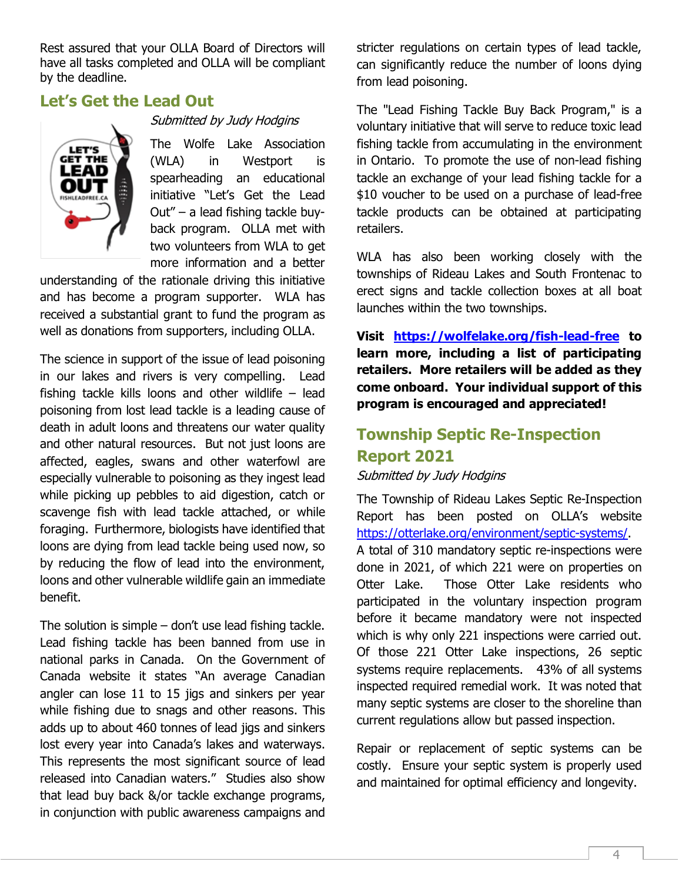Rest assured that your OLLA Board of Directors will have all tasks completed and OLLA will be compliant by the deadline.

## Let's Get the Lead Out

*Submitted by Judy Hodgins*

The Wolfe Lake Association (WLA) in Westport is spearheading an educational initiative "Let's Get the Lead Out" – a lead fishing tackle buy-back program. OLLA met with two volunteers from WLA to get more information and a better understanding of the rationale driving this initiative and has become a program supporter. WLA has received a substantial grant to fund the program as well as donations from supporters, including OLLA.

The science in support of the issue of lead poisoning in our lakes and rivers is very compelling. Lead fishing tackle kills loons and other wildlife – lead poisoning from lost lead tackle is a leading cause of death in adult loons and threatens our water quality and other natural resources. But not just loons are affected, eagles, swans and other waterfowl are especially vulnerable to poisoning as they ingest lead while picking up pebbles to aid digestion, catch or scavenge fish with lead tackle attached, or while foraging. Furthermore, biologists have identified that loons are dying from lead tackle being used now, so by reducing the flow of lead into the environment, loons and other vulnerable wildlife gain an immediate benefit.

The solution is simple – don't use lead fishing tackle. Lead fishing tackle has been banned from use in national parks in Canada. On the Government of Canada website it states "An average Canadian angler can lose 11 to 15 jigs and sinkers per year while fishing due to snags and other reasons. This adds up to about 460 tonnes of lead jigs and sinkers lost every year into Canada's lakes and waterways. This represents the most significant source of lead released into Canadian waters." Studies also show that lead buy back &/or tackle exchange programs, in conjunction with public awareness campaigns and stricter regulations on certain types of lead tackle, can significantly reduce the number of loons dying from lead poisoning.

The "Lead Fishing Tackle Buy Back Program," is a voluntary initiative that will serve to reduce toxic lead fishing tackle from accumulating in the environment in Ontario. To promote the use of non-lead fishing tackle an exchange of your lead fishing tackle for a $10 voucher to be used on a purchase of lead-free tackle products can be obtained at participating retailers.

WLA has also been working closely with the townships of Rideau Lakes and South Frontenac to erect signs and tackle collection boxes at all boat launches within the two townships.

**Visit https://wolfelake.org/fish-lead-free to learn more, including a list of participating retailers. More retailers will be added as they come onboard. Your individual support of this program is encouraged and appreciated!**

## Township Septic Re-Inspection Report 2021

*Submitted by Judy Hodgins*

The Township of Rideau Lakes Septic Re-Inspection Report has been posted on OLLA's website https://otterlake.org/environment/septic-systems/. A total of 310 mandatory septic re-inspections were done in 2021, of which 221 were on properties on Otter Lake. Those Otter Lake residents who participated in the voluntary inspection program before it became mandatory were not inspected which is why only 221 inspections were carried out. Of those 221 Otter Lake inspections, 26 septic systems require replacements. 43% of all systems inspected required remedial work. It was noted that many septic systems are closer to the shoreline than current regulations allow but passed inspection.

Repair or replacement of septic systems can be costly. Ensure your septic system is properly used and maintained for optimal efficiency and longevity.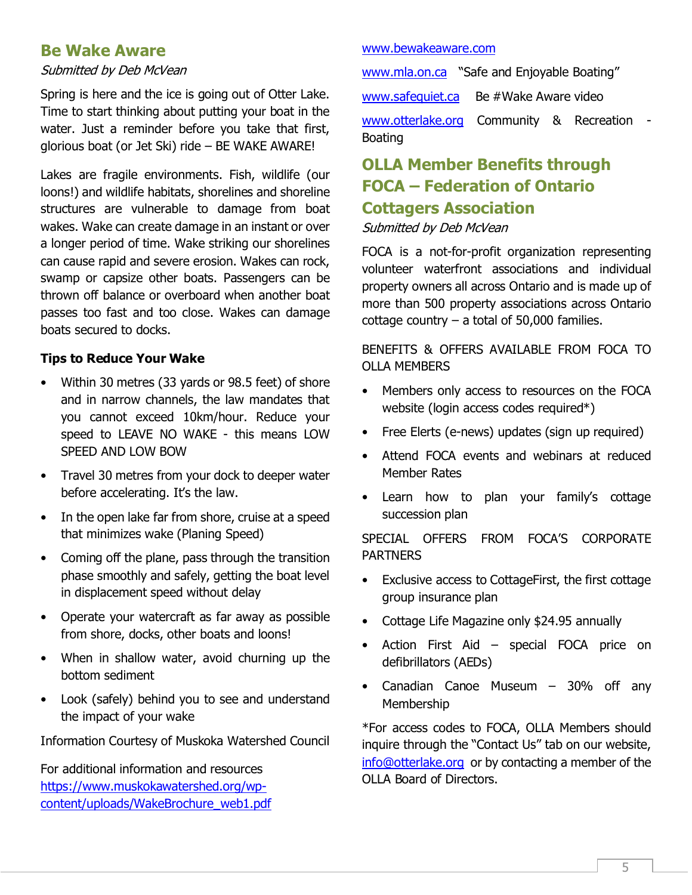## Be Wake Aware

*Submitted by Deb McVean*

Spring is here and the ice is going out of Otter Lake. Time to start thinking about putting your boat in the water. Just a reminder before you take that first, glorious boat (or Jet Ski) ride – BE WAKE AWARE!

Lakes are fragile environments. Fish, wildlife (our loons!) and wildlife habitats, shorelines and shoreline structures are vulnerable to damage from boat wakes. Wake can create damage in an instant or over a longer period of time. Wake striking our shorelines can cause rapid and severe erosion. Wakes can rock, swamp or capsize other boats. Passengers can be thrown off balance or overboard when another boat passes too fast and too close. Wakes can damage boats secured to docks.

**Tips to Reduce Your Wake**

- Within 30 metres (33 yards or 98.5 feet) of shore and in narrow channels, the law mandates that you cannot exceed 10km/hour. Reduce your speed to LEAVE NO WAKE - this means LOW SPEED AND LOW BOW
- Travel 30 metres from your dock to deeper water before accelerating. It's the law.
- In the open lake far from shore, cruise at a speed that minimizes wake (Planing Speed)
- Coming off the plane, pass through the transition phase smoothly and safely, getting the boat level in displacement speed without delay
- Operate your watercraft as far away as possible from shore, docks, other boats and loons!
- When in shallow water, avoid churning up the bottom sediment
- Look (safely) behind you to see and understand the impact of your wake

Information Courtesy of Muskoka Watershed Council

For additional information and resources
https://www.muskokawatershed.org/wp-content/uploads/WakeBrochure_web1.pdf

www.bewakeaware.com

www.mla.on.ca "Safe and Enjoyable Boating"

www.safequiet.ca Be #Wake Aware video

www.otterlake.org Community & Recreation - Boating

## OLLA Member Benefits through FOCA – Federation of Ontario Cottagers Association

*Submitted by Deb McVean*

FOCA is a not-for-profit organization representing volunteer waterfront associations and individual property owners all across Ontario and is made up of more than 500 property associations across Ontario cottage country – a total of 50,000 families.

BENEFITS & OFFERS AVAILABLE FROM FOCA TO OLLA MEMBERS

- Members only access to resources on the FOCA website (login access codes required*)
- Free Elerts (e-news) updates (sign up required)
- Attend FOCA events and webinars at reduced Member Rates
- Learn how to plan your family's cottage succession plan

SPECIAL OFFERS FROM FOCA'S CORPORATE PARTNERS

- Exclusive access to CottageFirst, the first cottage group insurance plan
- Cottage Life Magazine only $24.95 annually
- Action First Aid – special FOCA price on defibrillators (AEDs)
- Canadian Canoe Museum – 30% off any Membership

*For access codes to FOCA, OLLA Members should inquire through the "Contact Us" tab on our website, info@otterlake.org or by contacting a member of the OLLA Board of Directors.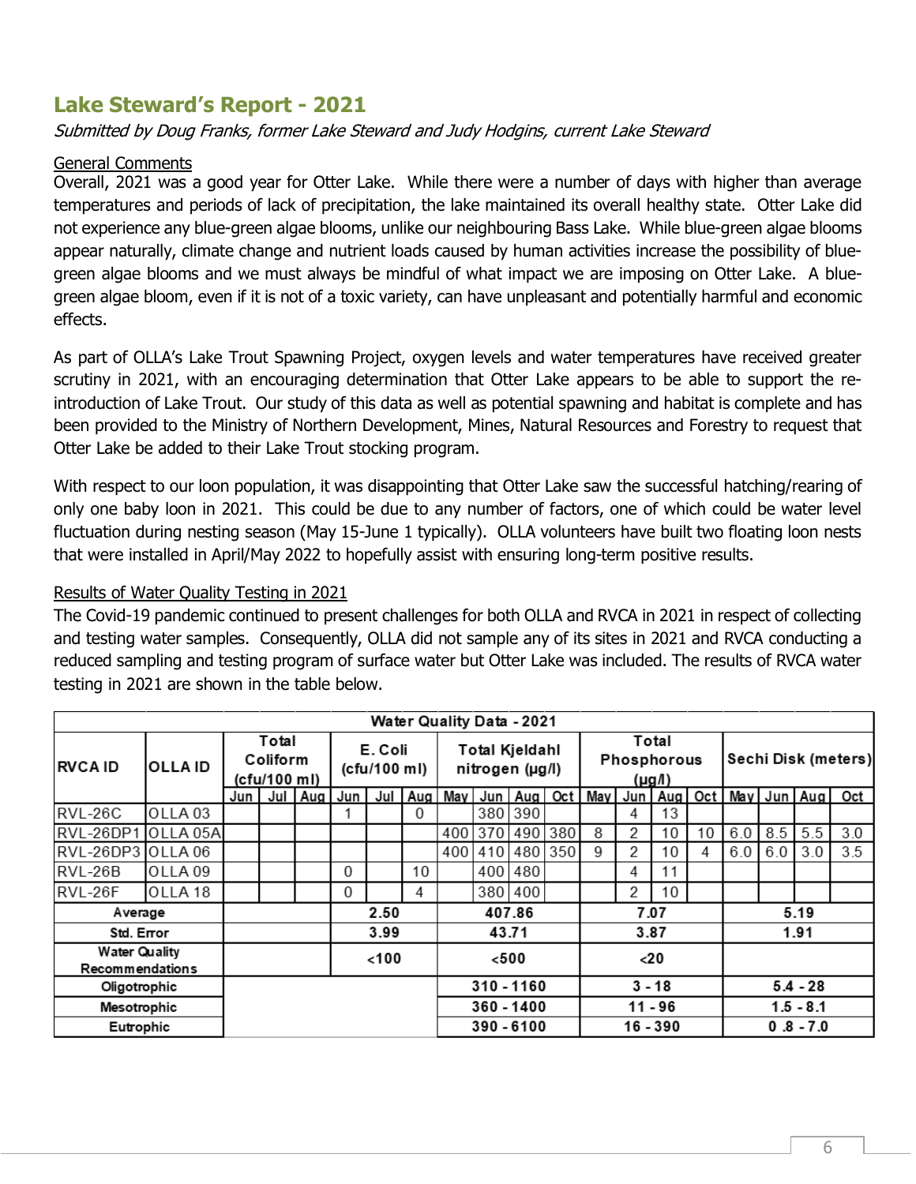## Lake Steward's Report - 2021

*Submitted by Doug Franks, former Lake Steward and Judy Hodgins, current Lake Steward*

General Comments

Overall, 2021 was a good year for Otter Lake. While there were a number of days with higher than average temperatures and periods of lack of precipitation, the lake maintained its overall healthy state. Otter Lake did not experience any blue-green algae blooms, unlike our neighbouring Bass Lake. While blue-green algae blooms appear naturally, climate change and nutrient loads caused by human activities increase the possibility of blue-green algae blooms and we must always be mindful of what impact we are imposing on Otter Lake. A blue-green algae bloom, even if it is not of a toxic variety, can have unpleasant and potentially harmful and economic effects.

As part of OLLA's Lake Trout Spawning Project, oxygen levels and water temperatures have received greater scrutiny in 2021, with an encouraging determination that Otter Lake appears to be able to support the re-introduction of Lake Trout. Our study of this data as well as potential spawning and habitat is complete and has been provided to the Ministry of Northern Development, Mines, Natural Resources and Forestry to request that Otter Lake be added to their Lake Trout stocking program.

With respect to our loon population, it was disappointing that Otter Lake saw the successful hatching/rearing of only one baby loon in 2021. This could be due to any number of factors, one of which could be water level fluctuation during nesting season (May 15-June 1 typically). OLLA volunteers have built two floating loon nests that were installed in April/May 2022 to hopefully assist with ensuring long-term positive results.

Results of Water Quality Testing in 2021

The Covid-19 pandemic continued to present challenges for both OLLA and RVCA in 2021 in respect of collecting and testing water samples. Consequently, OLLA did not sample any of its sites in 2021 and RVCA conducting a reduced sampling and testing program of surface water but Otter Lake was included. The results of RVCA water testing in 2021 are shown in the table below.

**Water Quality Data - 2021**

| RVCA ID | OLLA ID | Total Coliform (cfu/100 ml) | | | E. Coli (cfu/100 ml) | | | Total Kjeldahl nitrogen (µg/l) | | | | Total Phosphorous (µg/l) | | | | Sechi Disk (meters) | | | |
|---|---|---|---|---|---|---|---|---|---|---|---|---|---|---|---|---|---|---|---|
| | | Jun | Jul | Aug | Jun | Jul | Aug | May | Jun | Aug | Oct | May | Jun | Aug | Oct | May | Jun | Aug | Oct |
| RVL-26C | OLLA 03 | | | | 1 | | 0 | | 380 | 390 | | | 4 | 13 | | | | | |
| RVL-26DP1 | OLLA 05A | | | | | | | 400 | 370 | 490 | 380 | 8 | 2 | 10 | 10 | 6.0 | 8.5 | 5.5 | 3.0 |
| RVL-26DP3 | OLLA 06 | | | | | | | 400 | 410 | 480 | 350 | 9 | 2 | 10 | 4 | 6.0 | 6.0 | 3.0 | 3.5 |
| RVL-26B | OLLA 09 | | | | 0 | | 10 | | 400 | 480 | | | 4 | 11 | | | | | |
| RVL-26F | OLLA 18 | | | | 0 | | 4 | | 380 | 400 | | | 2 | 10 | | | | | |
| Average | | | | | 2.50 | | | 407.86 | | | | 7.07 | | | | 5.19 | | | |
| Std. Error | | | | | 3.99 | | | 43.71 | | | | 3.87 | | | | 1.91 | | | |
| Water Quality Recommendations | | | | | <100 | | | <500 | | | | <20 | | | | | | | |
| Oligotrophic | | | | | | | | 310 - 1160 | | | | 3 - 18 | | | | 5.4 - 28 | | | |
| Mesotrophic | | | | | | | | 360 - 1400 | | | | 11 - 96 | | | | 1.5 - 8.1 | | | |
| Eutrophic | | | | | | | | 390 - 6100 | | | | 16 - 390 | | | | 0 .8 - 7.0 | | | |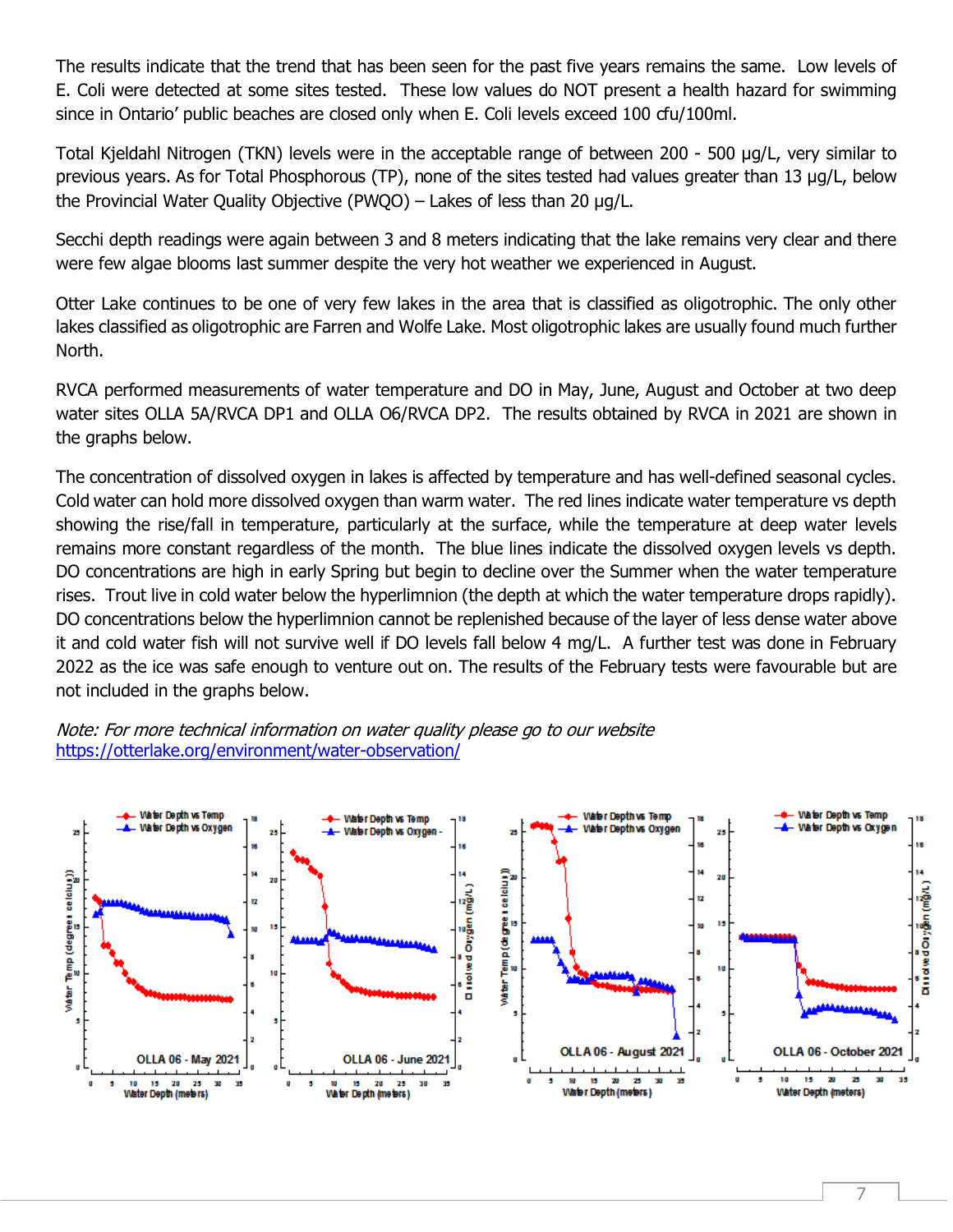The results indicate that the trend that has been seen for the past five years remains the same. Low levels of E. Coli were detected at some sites tested. These low values do NOT present a health hazard for swimming since in Ontario' public beaches are closed only when E. Coli levels exceed 100 cfu/100ml.

Total Kjeldahl Nitrogen (TKN) levels were in the acceptable range of between 200 - 500 µg/L, very similar to previous years. As for Total Phosphorous (TP), none of the sites tested had values greater than 13 µg/L, below the Provincial Water Quality Objective (PWQO) – Lakes of less than 20 µg/L.

Secchi depth readings were again between 3 and 8 meters indicating that the lake remains very clear and there were few algae blooms last summer despite the very hot weather we experienced in August.

Otter Lake continues to be one of very few lakes in the area that is classified as oligotrophic. The only other lakes classified as oligotrophic are Farren and Wolfe Lake. Most oligotrophic lakes are usually found much further North.

RVCA performed measurements of water temperature and DO in May, June, August and October at two deep water sites OLLA 5A/RVCA DP1 and OLLA O6/RVCA DP2. The results obtained by RVCA in 2021 are shown in the graphs below.

The concentration of dissolved oxygen in lakes is affected by temperature and has well-defined seasonal cycles. Cold water can hold more dissolved oxygen than warm water. The red lines indicate water temperature vs depth showing the rise/fall in temperature, particularly at the surface, while the temperature at deep water levels remains more constant regardless of the month. The blue lines indicate the dissolved oxygen levels vs depth. DO concentrations are high in early Spring but begin to decline over the Summer when the water temperature rises. Trout live in cold water below the hyperlimnion (the depth at which the water temperature drops rapidly). DO concentrations below the hyperlimnion cannot be replenished because of the layer of less dense water above it and cold water fish will not survive well if DO levels fall below 4 mg/L. A further test was done in February 2022 as the ice was safe enough to venture out on. The results of the February tests were favourable but are not included in the graphs below.

*Note: For more technical information on water quality please go to our website* [https://otterlake.org/environment/water-observation/](https://otterlake.org/environment/water-observation/)

OLLA 06 - May 2021

OLLA 06 - June 2021

OLLA 06 - August 2021

OLLA 06 - October 2021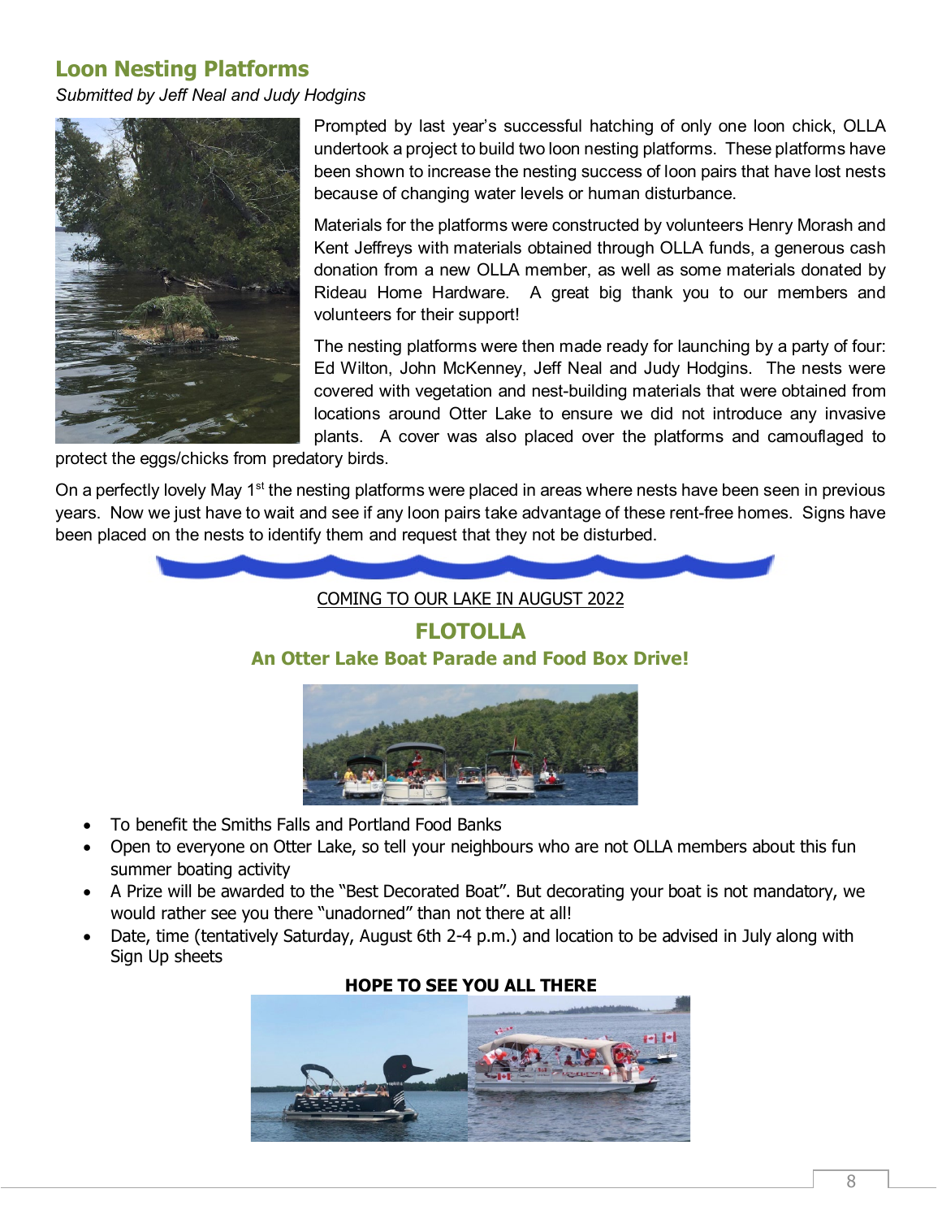## Loon Nesting Platforms

*Submitted by Jeff Neal and Judy Hodgins*

Prompted by last year's successful hatching of only one loon chick, OLLA undertook a project to build two loon nesting platforms. These platforms have been shown to increase the nesting success of loon pairs that have lost nests because of changing water levels or human disturbance.

Materials for the platforms were constructed by volunteers Henry Morash and Kent Jeffreys with materials obtained through OLLA funds, a generous cash donation from a new OLLA member, as well as some materials donated by Rideau Home Hardware. A great big thank you to our members and volunteers for their support!

The nesting platforms were then made ready for launching by a party of four: Ed Wilton, John McKenney, Jeff Neal and Judy Hodgins. The nests were covered with vegetation and nest-building materials that were obtained from locations around Otter Lake to ensure we did not introduce any invasive plants. A cover was also placed over the platforms and camouflaged to protect the eggs/chicks from predatory birds.

On a perfectly lovely May 1st the nesting platforms were placed in areas where nests have been seen in previous years. Now we just have to wait and see if any loon pairs take advantage of these rent-free homes. Signs have been placed on the nests to identify them and request that they not be disturbed.

COMING TO OUR LAKE IN AUGUST 2022

## FLOTOLLA

### An Otter Lake Boat Parade and Food Box Drive!

- To benefit the Smiths Falls and Portland Food Banks
- Open to everyone on Otter Lake, so tell your neighbours who are not OLLA members about this fun summer boating activity
- A Prize will be awarded to the "Best Decorated Boat". But decorating your boat is not mandatory, we would rather see you there "unadorned" than not there at all!
- Date, time (tentatively Saturday, August 6th 2-4 p.m.) and location to be advised in July along with Sign Up sheets

**HOPE TO SEE YOU ALL THERE**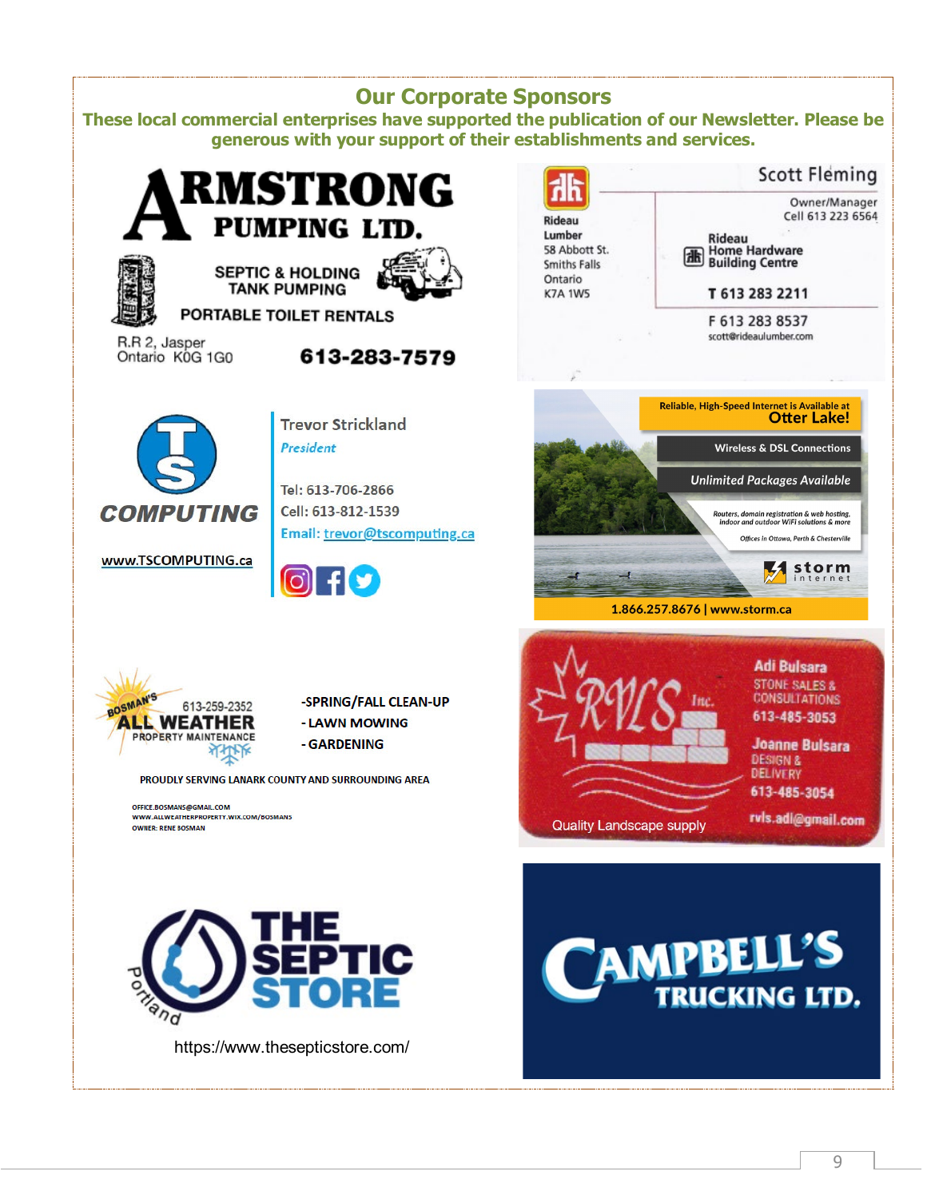## Our Corporate Sponsors

**These local commercial enterprises have supported the publication of our Newsletter. Please be generous with your support of their establishments and services.**

**ARMSTRONG PUMPING LTD.**

SEPTIC & HOLDING TANK PUMPING

PORTABLE TOILET RENTALS

R.R 2, Jasper
Ontario K0G 1G0

613-283-7579

---

Rideau Lumber
58 Abbott St.
Smiths Falls
Ontario
K7A 1W5

Scott Fleming
Owner/Manager
Cell 613 223 6564

Rideau Home Hardware Building Centre

T 613 283 2211

F 613 283 8537

scott@rideaulumber.com

---

TS COMPUTING

www.TSCOMPUTING.ca

Trevor Strickland
*President*

Tel: 613-706-2866
Cell: 613-812-1539
Email: trevor@tscomputing.ca

---

Reliable, High-Speed Internet is Available at **Otter Lake!**

Wireless & DSL Connections

*Unlimited Packages Available*

*Routers, domain registration & web hosting, indoor and outdoor WiFi solutions & more*

*Offices in Ottawa, Perth & Chesterville*

storm internet

1.866.257.8676 | www.storm.ca

---

BOSMAN'S ALL WEATHER PROPERTY MAINTENANCE

613-259-2352

- SPRING/FALL CLEAN-UP
- LAWN MOWING
- GARDENING

PROUDLY SERVING LANARK COUNTY AND SURROUNDING AREA

OFFICE.BOSMANS@GMAIL.COM
WWW.ALLWEATHERPROPERTY.WIX.COM/BOSMANS
OWNER: RENE BOSMAN

---

RVLS Inc.

Adi Bulsara
STONE SALES & CONSULTATIONS
613-485-3053

Joanne Bulsara
DESIGN & DELIVERY
613-485-3054

rvls.adi@gmail.com

Quality Landscape supply

---

Portland THE SEPTIC STORE

https://www.thesepticstore.com/

---

CAMPBELL'S TRUCKING LTD.